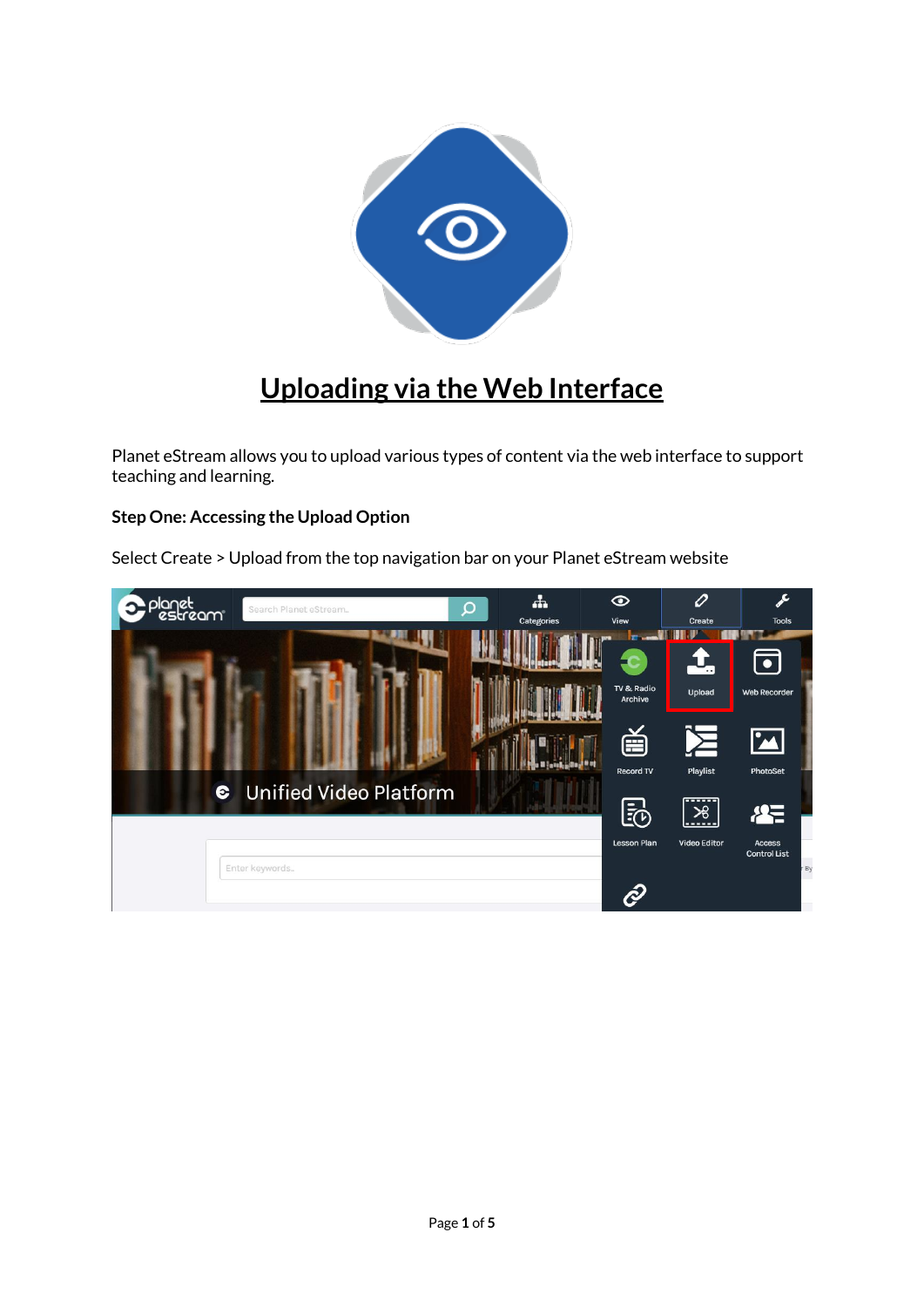# Uploading via the Web Interface

Planet eStream allows you to upload various types of content via the web interface to support teaching and learning.

**Step One: Accessing the Upload Option**

Select Create > Upload from the top navigation bar on your Planet eStream website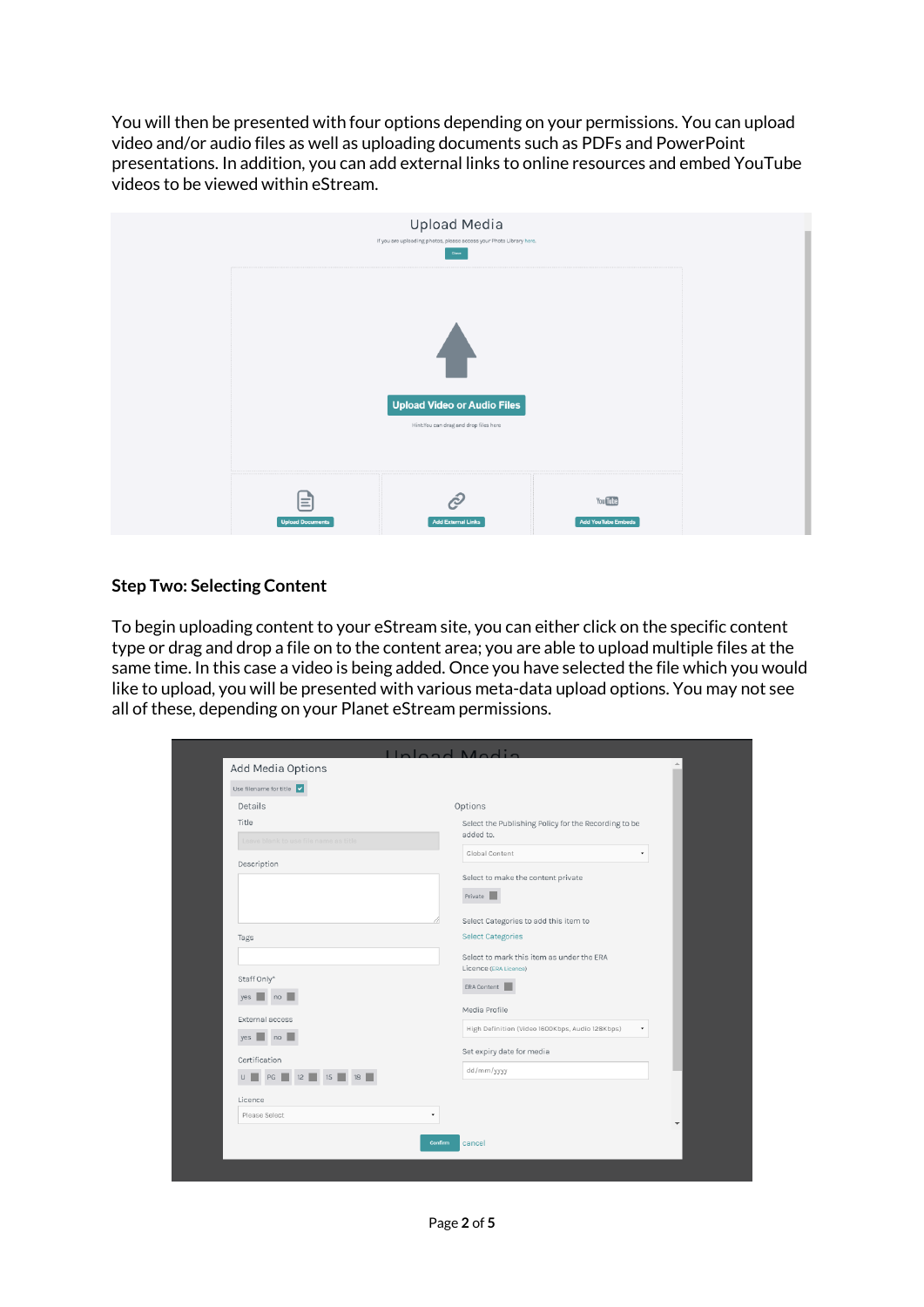You will then be presented with four options depending on your permissions. You can upload video and/or audio files as well as uploading documents such as PDFs and PowerPoint presentations. In addition, you can add external links to online resources and embed YouTube videos to be viewed within eStream.

### Step Two: Selecting Content

To begin uploading content to your eStream site, you can either click on the specific content type or drag and drop a file on to the content area; you are able to upload multiple files at the same time. In this case a video is being added. Once you have selected the file which you would like to upload, you will be presented with various meta-data upload options. You may not see all of these, depending on your Planet eStream permissions.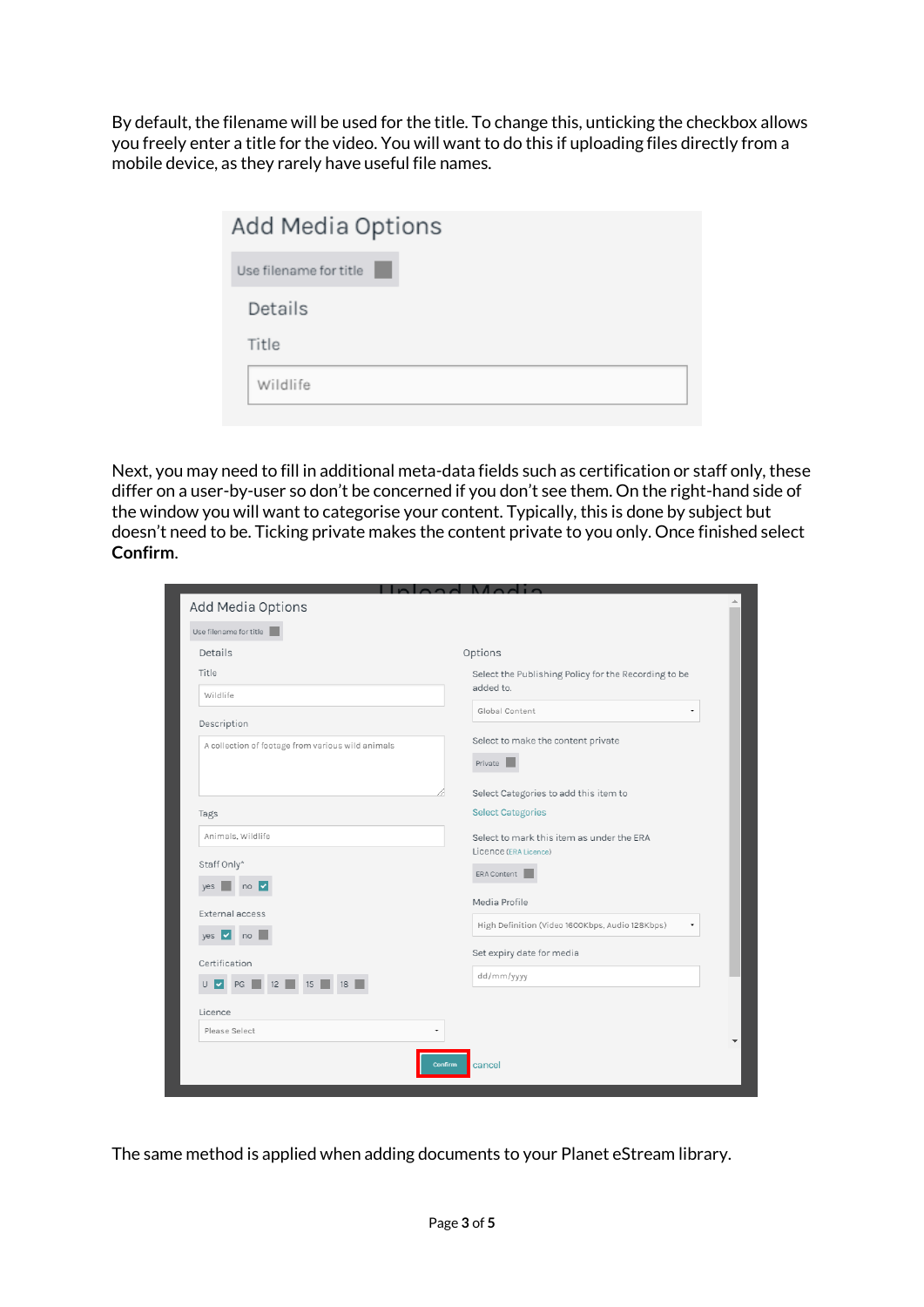By default, the filename will be used for the title. To change this, unticking the checkbox allows you freely enter a title for the video. You will want to do this if uploading files directly from a mobile device, as they rarely have useful file names.

Next, you may need to fill in additional meta-data fields such as certification or staff only, these differ on a user-by-user so don't be concerned if you don't see them. On the right-hand side of the window you will want to categorise your content. Typically, this is done by subject but doesn't need to be. Ticking private makes the content private to you only. Once finished select **Confirm**.

The same method is applied when adding documents to your Planet eStream library.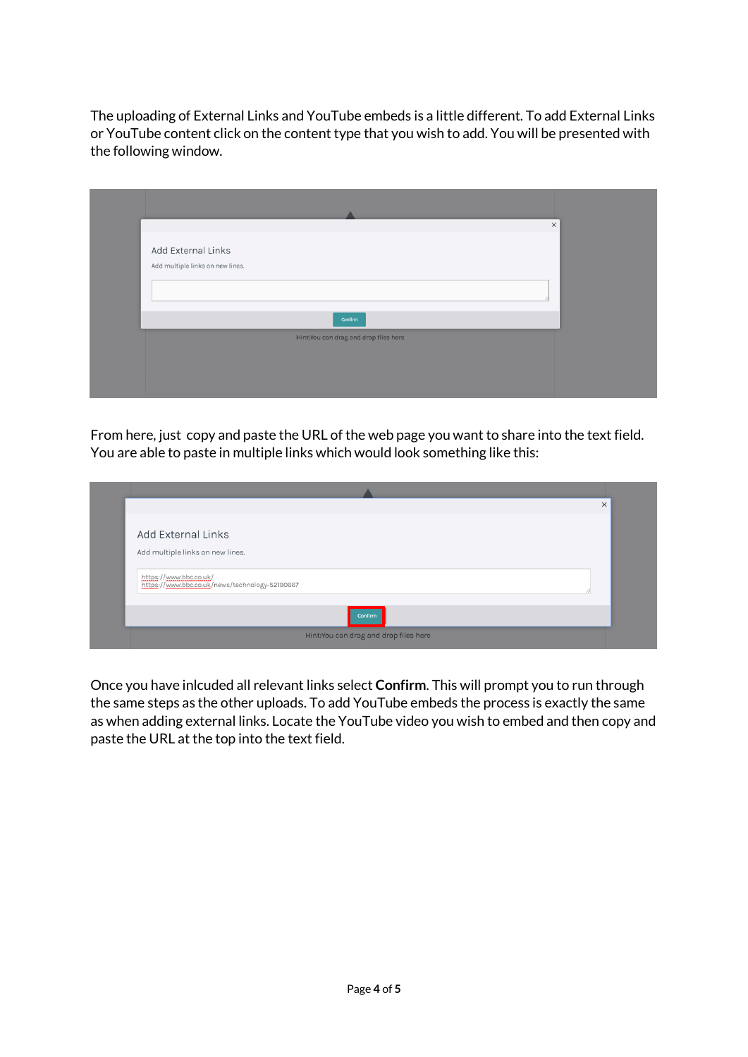The uploading of External Links and YouTube embeds is a little different. To add External Links or YouTube content click on the content type that you wish to add. You will be presented with the following window.

From here, just copy and paste the URL of the web page you want to share into the text field. You are able to paste in multiple links which would look something like this:

Once you have inlcuded all relevant links select **Confirm**. This will prompt you to run through the same steps as the other uploads. To add YouTube embeds the process is exactly the same as when adding external links. Locate the YouTube video you wish to embed and then copy and paste the URL at the top into the text field.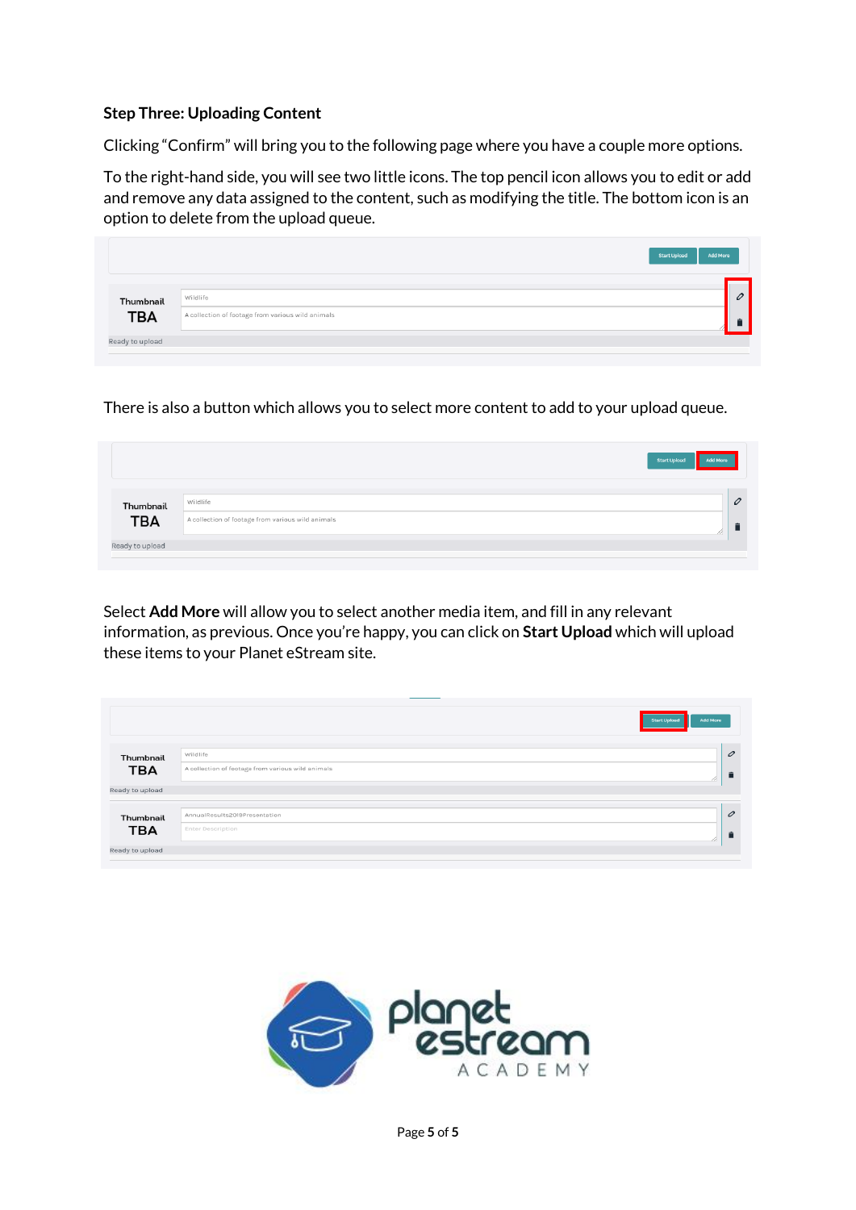**Step Three: Uploading Content**

Clicking "Confirm" will bring you to the following page where you have a couple more options.

To the right-hand side, you will see two little icons. The top pencil icon allows you to edit or add and remove any data assigned to the content, such as modifying the title. The bottom icon is an option to delete from the upload queue.

There is also a button which allows you to select more content to add to your upload queue.

Select **Add More** will allow you to select another media item, and fill in any relevant information, as previous. Once you're happy, you can click on **Start Upload** which will upload these items to your Planet eStream site.